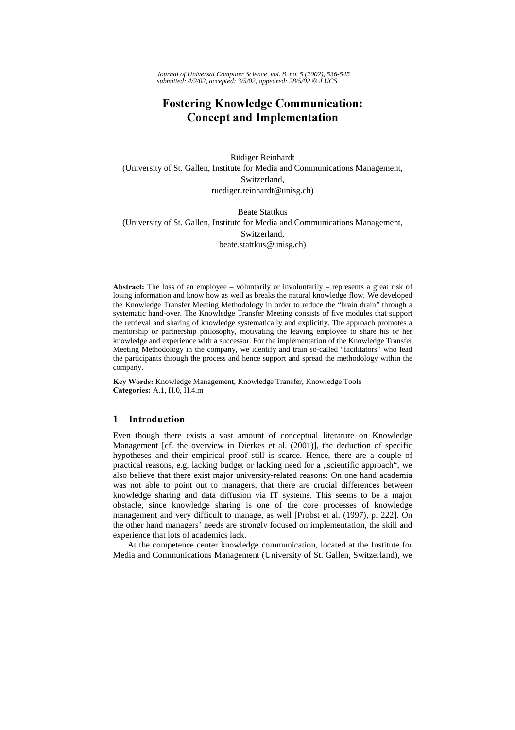# Fostering Knowledge Communication: Concept and Implementation

Rüdiger Reinhardt
(University of St. Gallen, Institute for Media and Communications Management, Switzerland,
ruediger.reinhardt@unisg.ch)

Beate Stattkus
(University of St. Gallen, Institute for Media and Communications Management, Switzerland,
beate.stattkus@unisg.ch)

**Abstract:** The loss of an employee – voluntarily or involuntarily – represents a great risk of losing information and know how as well as breaks the natural knowledge flow. We developed the Knowledge Transfer Meeting Methodology in order to reduce the "brain drain" through a systematic hand-over. The Knowledge Transfer Meeting consists of five modules that support the retrieval and sharing of knowledge systematically and explicitly. The approach promotes a mentorship or partnership philosophy, motivating the leaving employee to share his or her knowledge and experience with a successor. For the implementation of the Knowledge Transfer Meeting Methodology in the company, we identify and train so-called "facilitators" who lead the participants through the process and hence support and spread the methodology within the company.

**Key Words:** Knowledge Management, Knowledge Transfer, Knowledge Tools
**Categories:** A.1, H.0, H.4.m

## 1 Introduction

Even though there exists a vast amount of conceptual literature on Knowledge Management [cf. the overview in Dierkes et al. (2001)], the deduction of specific hypotheses and their empirical proof still is scarce. Hence, there are a couple of practical reasons, e.g. lacking budget or lacking need for a „scientific approach", we also believe that there exist major university-related reasons: On one hand academia was not able to point out to managers, that there are crucial differences between knowledge sharing and data diffusion via IT systems. This seems to be a major obstacle, since knowledge sharing is one of the core processes of knowledge management and very difficult to manage, as well [Probst et al. (1997), p. 222]. On the other hand managers' needs are strongly focused on implementation, the skill and experience that lots of academics lack.

At the competence center knowledge communication, located at the Institute for Media and Communications Management (University of St. Gallen, Switzerland), we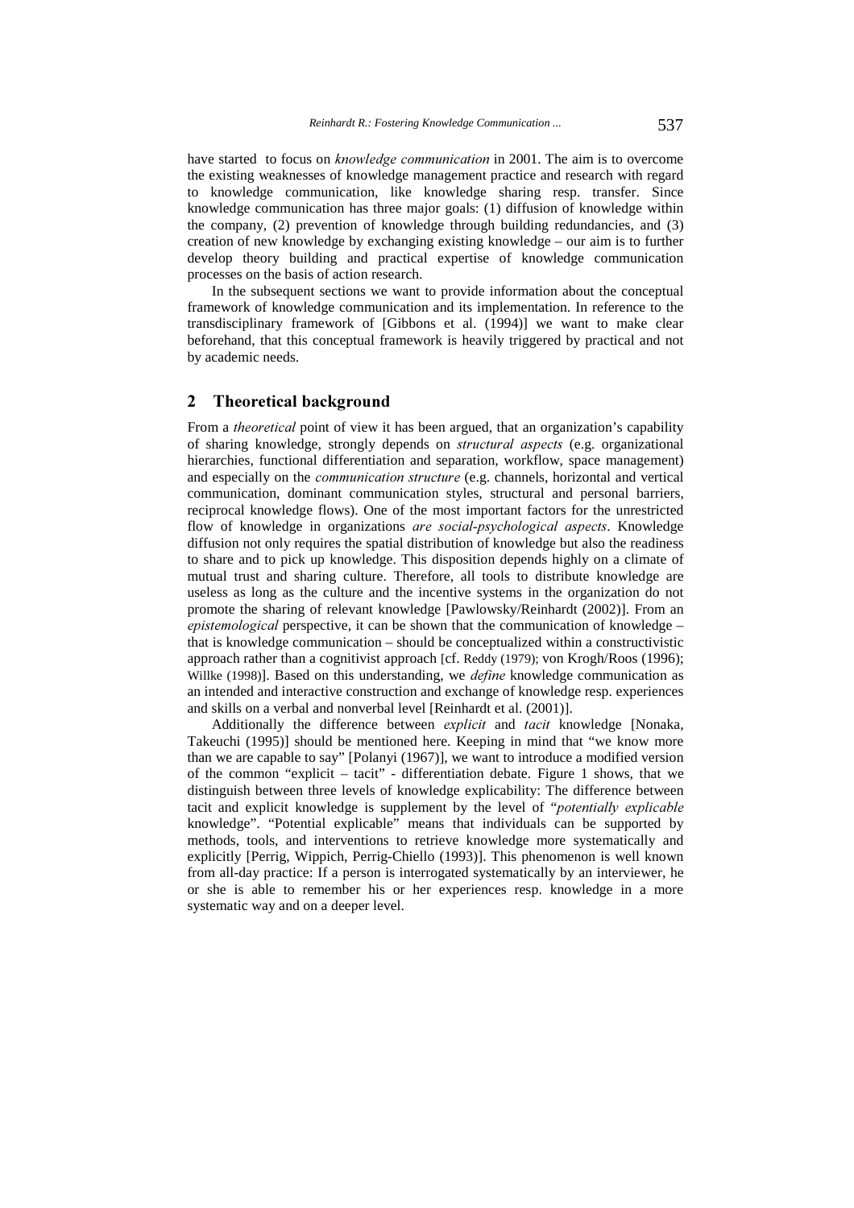have started to focus on *knowledge communication* in 2001. The aim is to overcome the existing weaknesses of knowledge management practice and research with regard to knowledge communication, like knowledge sharing resp. transfer. Since knowledge communication has three major goals: (1) diffusion of knowledge within the company, (2) prevention of knowledge through building redundancies, and (3) creation of new knowledge by exchanging existing knowledge – our aim is to further develop theory building and practical expertise of knowledge communication processes on the basis of action research.

In the subsequent sections we want to provide information about the conceptual framework of knowledge communication and its implementation. In reference to the transdisciplinary framework of [Gibbons et al. (1994)] we want to make clear beforehand, that this conceptual framework is heavily triggered by practical and not by academic needs.

## 2 Theoretical background

From a *theoretical* point of view it has been argued, that an organization's capability of sharing knowledge, strongly depends on *structural aspects* (e.g. organizational hierarchies, functional differentiation and separation, workflow, space management) and especially on the *communication structure* (e.g. channels, horizontal and vertical communication, dominant communication styles, structural and personal barriers, reciprocal knowledge flows). One of the most important factors for the unrestricted flow of knowledge in organizations *are social-psychological aspects*. Knowledge diffusion not only requires the spatial distribution of knowledge but also the readiness to share and to pick up knowledge. This disposition depends highly on a climate of mutual trust and sharing culture. Therefore, all tools to distribute knowledge are useless as long as the culture and the incentive systems in the organization do not promote the sharing of relevant knowledge [Pawlowsky/Reinhardt (2002)]. From an *epistemological* perspective, it can be shown that the communication of knowledge – that is knowledge communication – should be conceptualized within a constructivistic approach rather than a cognitivist approach [cf. Reddy (1979); von Krogh/Roos (1996); Willke (1998)]. Based on this understanding, we *define* knowledge communication as an intended and interactive construction and exchange of knowledge resp. experiences and skills on a verbal and nonverbal level [Reinhardt et al. (2001)].

Additionally the difference between *explicit* and *tacit* knowledge [Nonaka, Takeuchi (1995)] should be mentioned here. Keeping in mind that "we know more than we are capable to say" [Polanyi (1967)], we want to introduce a modified version of the common "explicit – tacit" - differentiation debate. Figure 1 shows, that we distinguish between three levels of knowledge explicability: The difference between tacit and explicit knowledge is supplement by the level of "*potentially explicable* knowledge". "Potential explicable" means that individuals can be supported by methods, tools, and interventions to retrieve knowledge more systematically and explicitly [Perrig, Wippich, Perrig-Chiello (1993)]. This phenomenon is well known from all-day practice: If a person is interrogated systematically by an interviewer, he or she is able to remember his or her experiences resp. knowledge in a more systematic way and on a deeper level.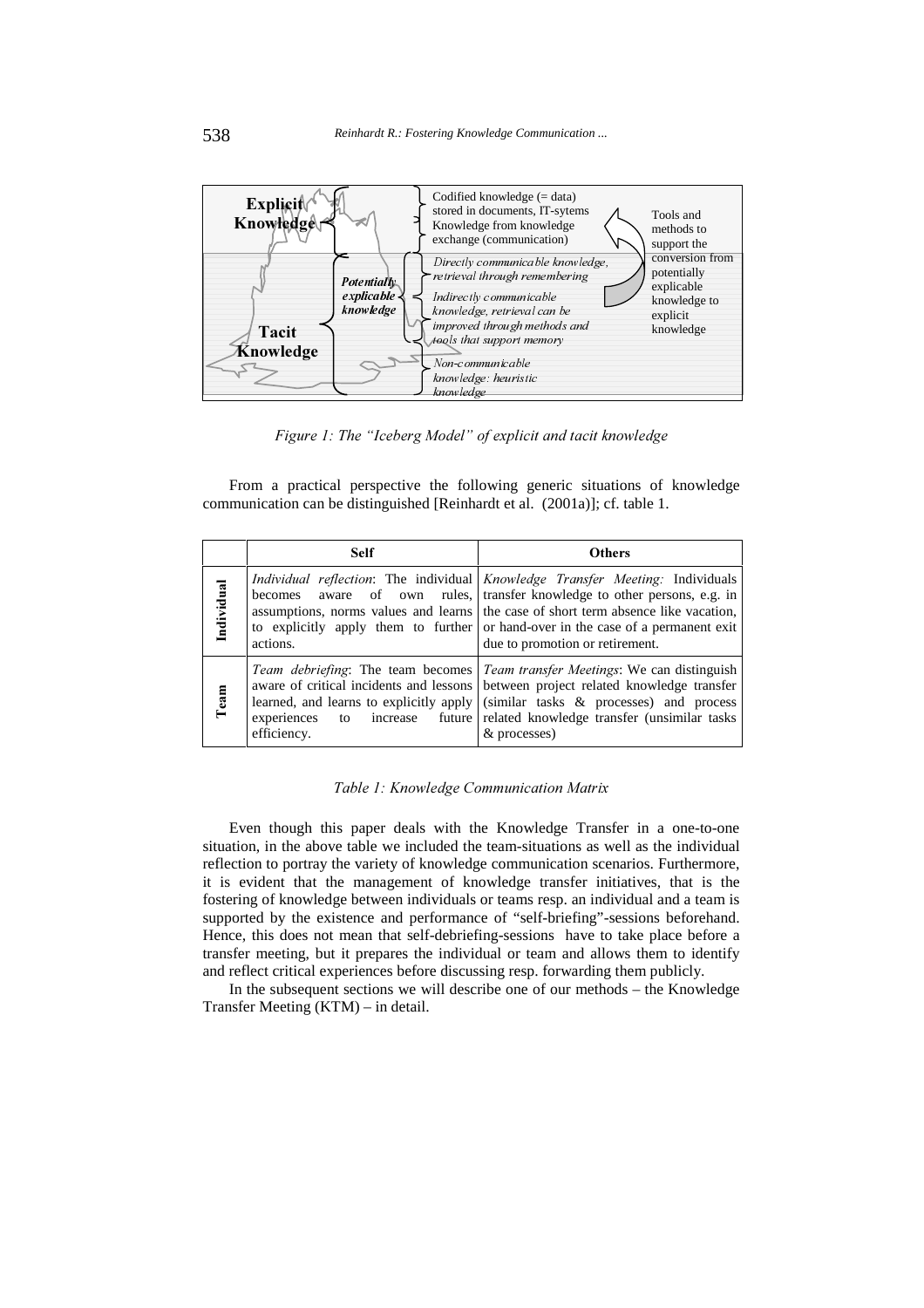Figure 1: The "Iceberg Model" of explicit and tacit knowledge

From a practical perspective the following generic situations of knowledge communication can be distinguished [Reinhardt et al. (2001a)]; cf. table 1.

| | Self | Others |
|---|---|---|
| Individual | *Individual reflection*: The individual becomes aware of own rules, assumptions, norms values and learns to explicitly apply them to further actions. | *Knowledge Transfer Meeting:* Individuals transfer knowledge to other persons, e.g. in the case of short term absence like vacation, or hand-over in the case of a permanent exit due to promotion or retirement. |
| Team | *Team debriefing*: The team becomes aware of critical incidents and lessons learned, and learns to explicitly apply experiences to increase future efficiency. | *Team transfer Meetings*: We can distinguish between project related knowledge transfer (similar tasks & processes) and process related knowledge transfer (unsimilar tasks & processes) |

*Table 1: Knowledge Communication Matrix*

Even though this paper deals with the Knowledge Transfer in a one-to-one situation, in the above table we included the team-situations as well as the individual reflection to portray the variety of knowledge communication scenarios. Furthermore, it is evident that the management of knowledge transfer initiatives, that is the fostering of knowledge between individuals or teams resp. an individual and a team is supported by the existence and performance of "self-briefing"-sessions beforehand. Hence, this does not mean that self-debriefing-sessions have to take place before a transfer meeting, but it prepares the individual or team and allows them to identify and reflect critical experiences before discussing resp. forwarding them publicly.

In the subsequent sections we will describe one of our methods – the Knowledge Transfer Meeting (KTM) – in detail.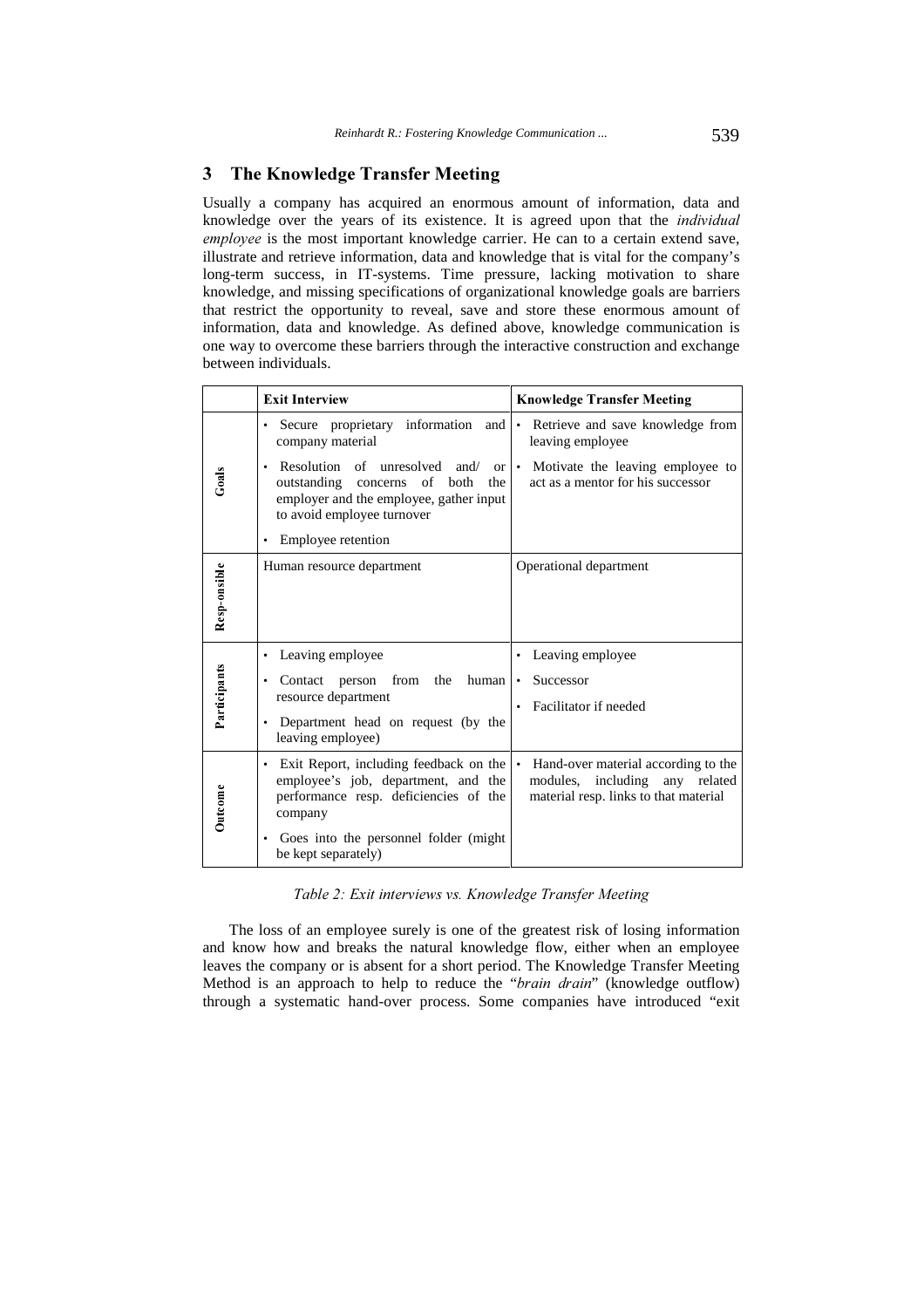## 3 The Knowledge Transfer Meeting

Usually a company has acquired an enormous amount of information, data and knowledge over the years of its existence. It is agreed upon that the *individual employee* is the most important knowledge carrier. He can to a certain extend save, illustrate and retrieve information, data and knowledge that is vital for the company's long-term success, in IT-systems. Time pressure, lacking motivation to share knowledge, and missing specifications of organizational knowledge goals are barriers that restrict the opportunity to reveal, save and store these enormous amount of information, data and knowledge. As defined above, knowledge communication is one way to overcome these barriers through the interactive construction and exchange between individuals.

| | **Exit Interview** | **Knowledge Transfer Meeting** |
|---|---|---|
| **Goals** | • Secure proprietary information and company material<br>• Resolution of unresolved and/ or outstanding concerns of both the employer and the employee, gather input to avoid employee turnover<br>• Employee retention | • Retrieve and save knowledge from leaving employee<br>• Motivate the leaving employee to act as a mentor for his successor |
| **Resp-onsible** | Human resource department | Operational department |
| **Participants** | • Leaving employee<br>• Contact person from the human resource department<br>• Department head on request (by the leaving employee) | • Leaving employee<br>• Successor<br>• Facilitator if needed |
| **Outcome** | • Exit Report, including feedback on the employee's job, department, and the performance resp. deficiencies of the company<br>• Goes into the personnel folder (might be kept separately) | • Hand-over material according to the modules, including any related material resp. links to that material |

*Table 2: Exit interviews vs. Knowledge Transfer Meeting*

The loss of an employee surely is one of the greatest risk of losing information and know how and breaks the natural knowledge flow, either when an employee leaves the company or is absent for a short period. The Knowledge Transfer Meeting Method is an approach to help to reduce the "*brain drain*" (knowledge outflow) through a systematic hand-over process. Some companies have introduced "exit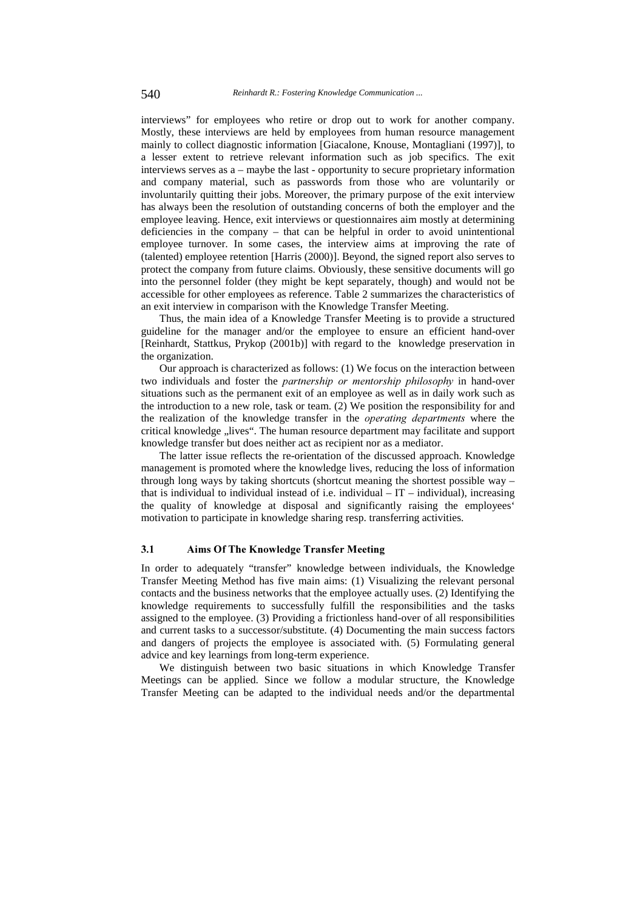interviews" for employees who retire or drop out to work for another company. Mostly, these interviews are held by employees from human resource management mainly to collect diagnostic information [Giacalone, Knouse, Montagliani (1997)], to a lesser extent to retrieve relevant information such as job specifics. The exit interviews serves as a – maybe the last - opportunity to secure proprietary information and company material, such as passwords from those who are voluntarily or involuntarily quitting their jobs. Moreover, the primary purpose of the exit interview has always been the resolution of outstanding concerns of both the employer and the employee leaving. Hence, exit interviews or questionnaires aim mostly at determining deficiencies in the company – that can be helpful in order to avoid unintentional employee turnover. In some cases, the interview aims at improving the rate of (talented) employee retention [Harris (2000)]. Beyond, the signed report also serves to protect the company from future claims. Obviously, these sensitive documents will go into the personnel folder (they might be kept separately, though) and would not be accessible for other employees as reference. Table 2 summarizes the characteristics of an exit interview in comparison with the Knowledge Transfer Meeting.

Thus, the main idea of a Knowledge Transfer Meeting is to provide a structured guideline for the manager and/or the employee to ensure an efficient hand-over [Reinhardt, Stattkus, Prykop (2001b)] with regard to the knowledge preservation in the organization.

Our approach is characterized as follows: (1) We focus on the interaction between two individuals and foster the *partnership or mentorship philosophy* in hand-over situations such as the permanent exit of an employee as well as in daily work such as the introduction to a new role, task or team. (2) We position the responsibility for and the realization of the knowledge transfer in the *operating departments* where the critical knowledge „lives". The human resource department may facilitate and support knowledge transfer but does neither act as recipient nor as a mediator.

The latter issue reflects the re-orientation of the discussed approach. Knowledge management is promoted where the knowledge lives, reducing the loss of information through long ways by taking shortcuts (shortcut meaning the shortest possible way – that is individual to individual instead of i.e. individual – IT – individual), increasing the quality of knowledge at disposal and significantly raising the employees' motivation to participate in knowledge sharing resp. transferring activities.

### 3.1 Aims Of The Knowledge Transfer Meeting

In order to adequately "transfer" knowledge between individuals, the Knowledge Transfer Meeting Method has five main aims: (1) Visualizing the relevant personal contacts and the business networks that the employee actually uses. (2) Identifying the knowledge requirements to successfully fulfill the responsibilities and the tasks assigned to the employee. (3) Providing a frictionless hand-over of all responsibilities and current tasks to a successor/substitute. (4) Documenting the main success factors and dangers of projects the employee is associated with. (5) Formulating general advice and key learnings from long-term experience.

We distinguish between two basic situations in which Knowledge Transfer Meetings can be applied. Since we follow a modular structure, the Knowledge Transfer Meeting can be adapted to the individual needs and/or the departmental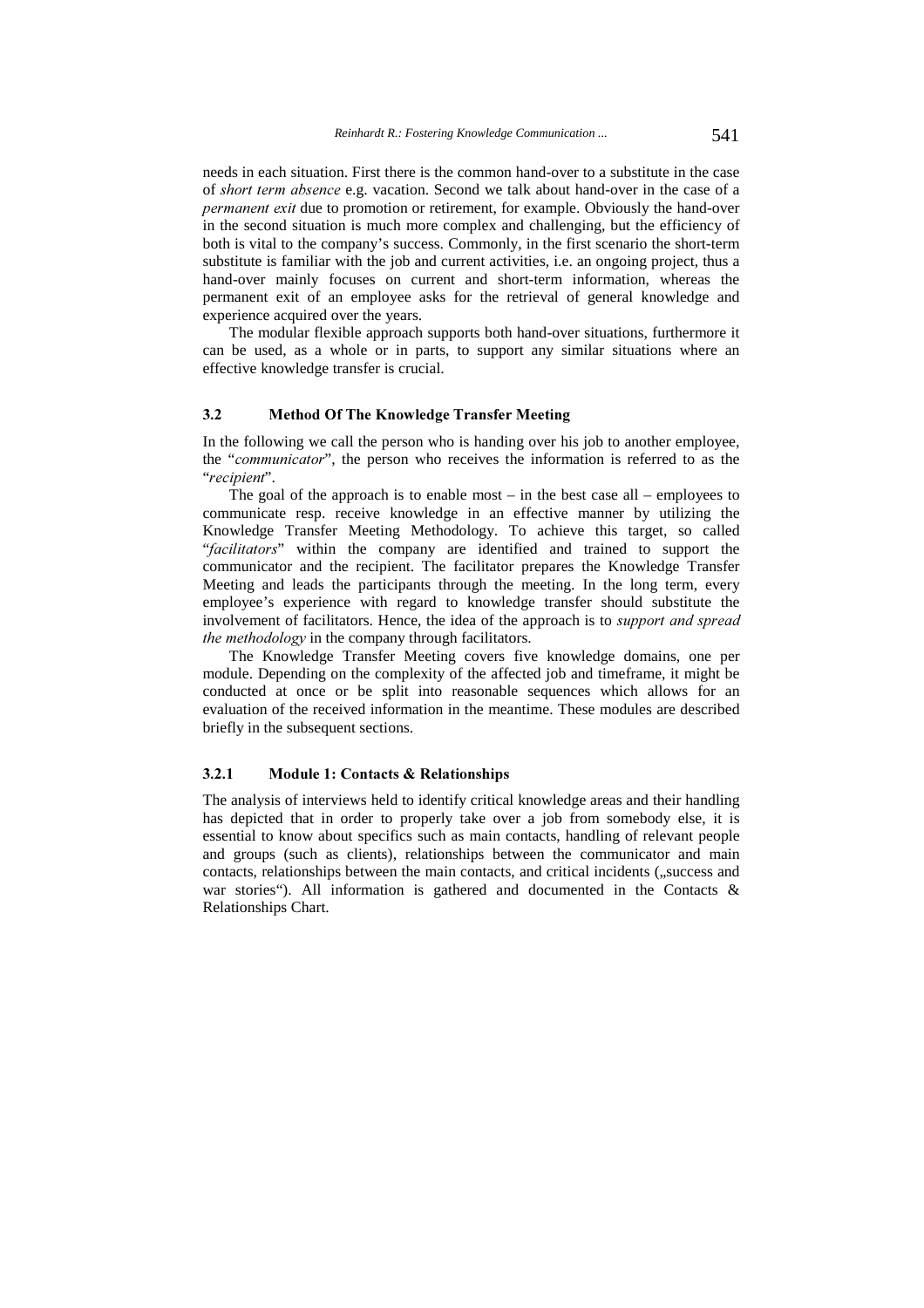needs in each situation. First there is the common hand-over to a substitute in the case of *short term absence* e.g. vacation. Second we talk about hand-over in the case of a *permanent exit* due to promotion or retirement, for example. Obviously the hand-over in the second situation is much more complex and challenging, but the efficiency of both is vital to the company's success. Commonly, in the first scenario the short-term substitute is familiar with the job and current activities, i.e. an ongoing project, thus a hand-over mainly focuses on current and short-term information, whereas the permanent exit of an employee asks for the retrieval of general knowledge and experience acquired over the years.

The modular flexible approach supports both hand-over situations, furthermore it can be used, as a whole or in parts, to support any similar situations where an effective knowledge transfer is crucial.

### 3.2 Method Of The Knowledge Transfer Meeting

In the following we call the person who is handing over his job to another employee, the "*communicator*", the person who receives the information is referred to as the "*recipient*".

The goal of the approach is to enable most – in the best case all – employees to communicate resp. receive knowledge in an effective manner by utilizing the Knowledge Transfer Meeting Methodology. To achieve this target, so called "*facilitators*" within the company are identified and trained to support the communicator and the recipient. The facilitator prepares the Knowledge Transfer Meeting and leads the participants through the meeting. In the long term, every employee's experience with regard to knowledge transfer should substitute the involvement of facilitators. Hence, the idea of the approach is to *support and spread the methodology* in the company through facilitators.

The Knowledge Transfer Meeting covers five knowledge domains, one per module. Depending on the complexity of the affected job and timeframe, it might be conducted at once or be split into reasonable sequences which allows for an evaluation of the received information in the meantime. These modules are described briefly in the subsequent sections.

#### 3.2.1 Module 1: Contacts & Relationships

The analysis of interviews held to identify critical knowledge areas and their handling has depicted that in order to properly take over a job from somebody else, it is essential to know about specifics such as main contacts, handling of relevant people and groups (such as clients), relationships between the communicator and main contacts, relationships between the main contacts, and critical incidents („success and war stories"). All information is gathered and documented in the Contacts & Relationships Chart.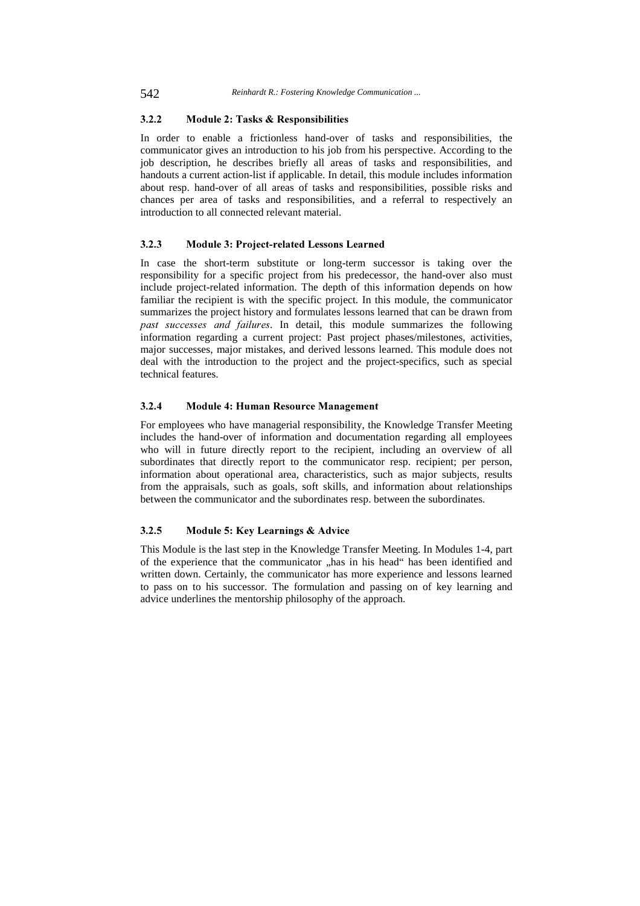### 3.2.2 Module 2: Tasks & Responsibilities

In order to enable a frictionless hand-over of tasks and responsibilities, the communicator gives an introduction to his job from his perspective. According to the job description, he describes briefly all areas of tasks and responsibilities, and handouts a current action-list if applicable. In detail, this module includes information about resp. hand-over of all areas of tasks and responsibilities, possible risks and chances per area of tasks and responsibilities, and a referral to respectively an introduction to all connected relevant material.

### 3.2.3 Module 3: Project-related Lessons Learned

In case the short-term substitute or long-term successor is taking over the responsibility for a specific project from his predecessor, the hand-over also must include project-related information. The depth of this information depends on how familiar the recipient is with the specific project. In this module, the communicator summarizes the project history and formulates lessons learned that can be drawn from *past successes and failures*. In detail, this module summarizes the following information regarding a current project: Past project phases/milestones, activities, major successes, major mistakes, and derived lessons learned. This module does not deal with the introduction to the project and the project-specifics, such as special technical features.

### 3.2.4 Module 4: Human Resource Management

For employees who have managerial responsibility, the Knowledge Transfer Meeting includes the hand-over of information and documentation regarding all employees who will in future directly report to the recipient, including an overview of all subordinates that directly report to the communicator resp. recipient; per person, information about operational area, characteristics, such as major subjects, results from the appraisals, such as goals, soft skills, and information about relationships between the communicator and the subordinates resp. between the subordinates.

### 3.2.5 Module 5: Key Learnings & Advice

This Module is the last step in the Knowledge Transfer Meeting. In Modules 1-4, part of the experience that the communicator „has in his head“ has been identified and written down. Certainly, the communicator has more experience and lessons learned to pass on to his successor. The formulation and passing on of key learning and advice underlines the mentorship philosophy of the approach.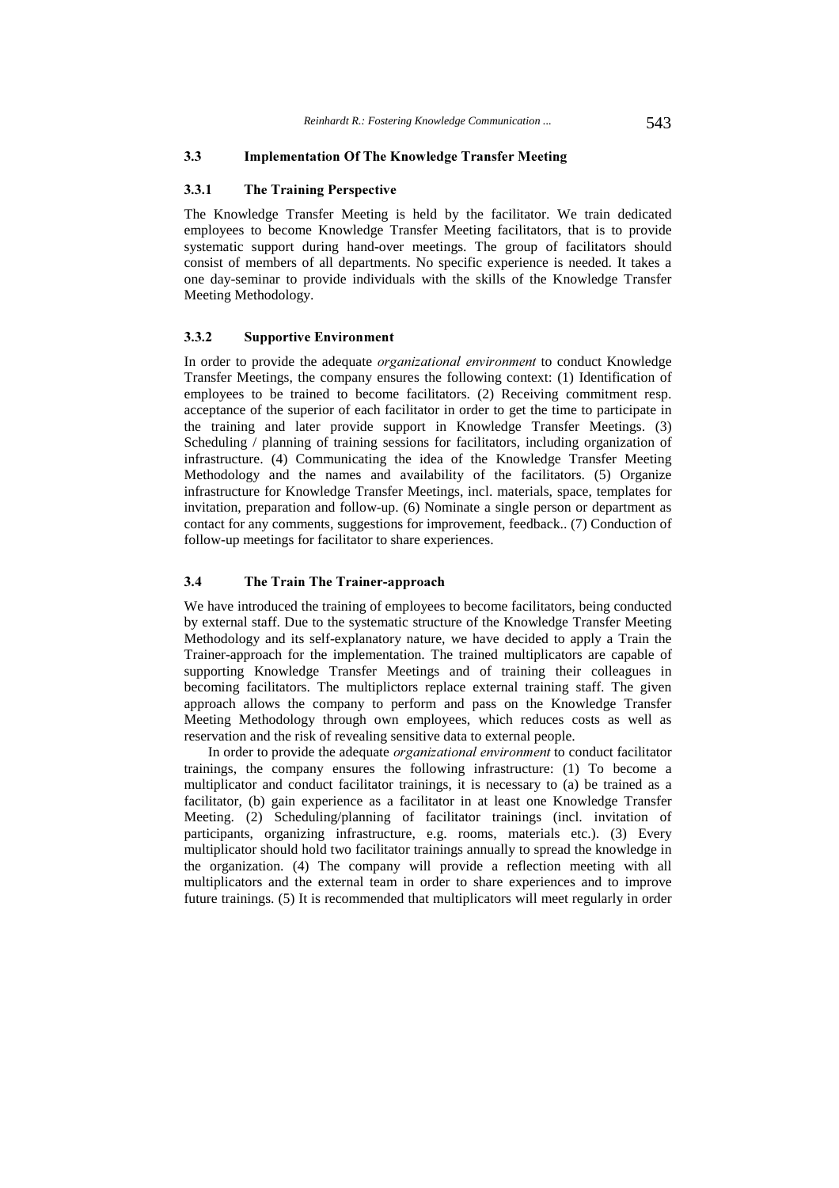### 3.3 Implementation Of The Knowledge Transfer Meeting

#### 3.3.1 The Training Perspective

The Knowledge Transfer Meeting is held by the facilitator. We train dedicated employees to become Knowledge Transfer Meeting facilitators, that is to provide systematic support during hand-over meetings. The group of facilitators should consist of members of all departments. No specific experience is needed. It takes a one day-seminar to provide individuals with the skills of the Knowledge Transfer Meeting Methodology.

#### 3.3.2 Supportive Environment

In order to provide the adequate *organizational environment* to conduct Knowledge Transfer Meetings, the company ensures the following context: (1) Identification of employees to be trained to become facilitators. (2) Receiving commitment resp. acceptance of the superior of each facilitator in order to get the time to participate in the training and later provide support in Knowledge Transfer Meetings. (3) Scheduling / planning of training sessions for facilitators, including organization of infrastructure. (4) Communicating the idea of the Knowledge Transfer Meeting Methodology and the names and availability of the facilitators. (5) Organize infrastructure for Knowledge Transfer Meetings, incl. materials, space, templates for invitation, preparation and follow-up. (6) Nominate a single person or department as contact for any comments, suggestions for improvement, feedback.. (7) Conduction of follow-up meetings for facilitator to share experiences.

### 3.4 The Train The Trainer-approach

We have introduced the training of employees to become facilitators, being conducted by external staff. Due to the systematic structure of the Knowledge Transfer Meeting Methodology and its self-explanatory nature, we have decided to apply a Train the Trainer-approach for the implementation. The trained multiplicators are capable of supporting Knowledge Transfer Meetings and of training their colleagues in becoming facilitators. The multiplictors replace external training staff. The given approach allows the company to perform and pass on the Knowledge Transfer Meeting Methodology through own employees, which reduces costs as well as reservation and the risk of revealing sensitive data to external people.

In order to provide the adequate *organizational environment* to conduct facilitator trainings, the company ensures the following infrastructure: (1) To become a multiplicator and conduct facilitator trainings, it is necessary to (a) be trained as a facilitator, (b) gain experience as a facilitator in at least one Knowledge Transfer Meeting. (2) Scheduling/planning of facilitator trainings (incl. invitation of participants, organizing infrastructure, e.g. rooms, materials etc.). (3) Every multiplicator should hold two facilitator trainings annually to spread the knowledge in the organization. (4) The company will provide a reflection meeting with all multiplicators and the external team in order to share experiences and to improve future trainings. (5) It is recommended that multiplicators will meet regularly in order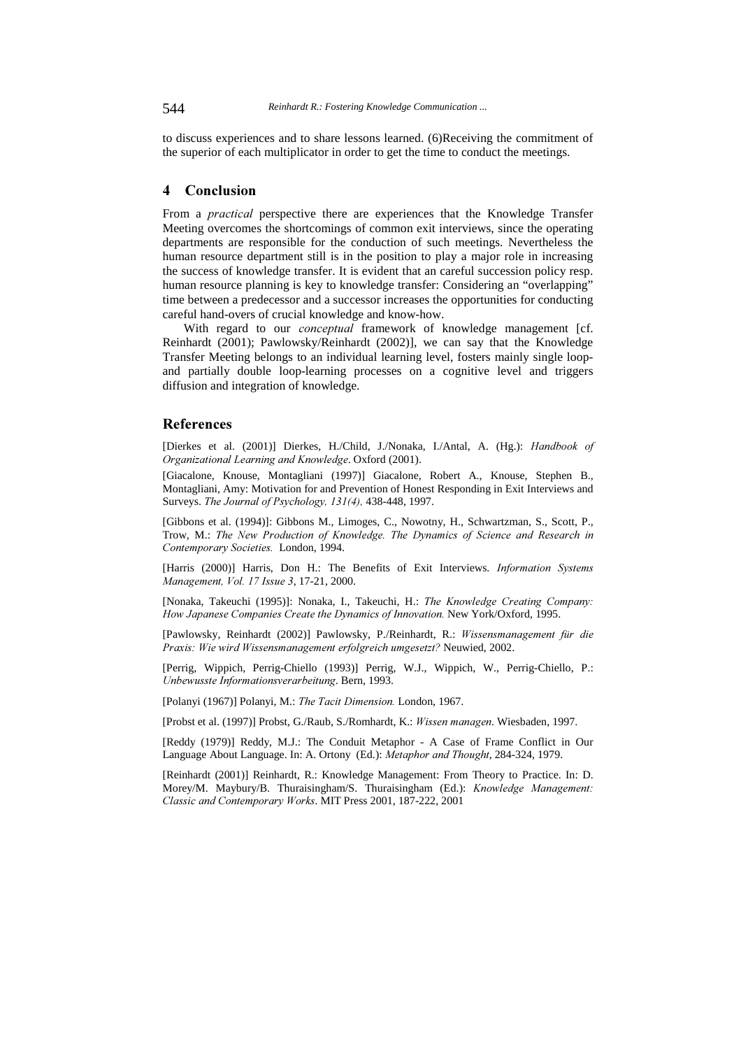to discuss experiences and to share lessons learned. (6)Receiving the commitment of the superior of each multiplicator in order to get the time to conduct the meetings.

## 4 Conclusion

From a *practical* perspective there are experiences that the Knowledge Transfer Meeting overcomes the shortcomings of common exit interviews, since the operating departments are responsible for the conduction of such meetings. Nevertheless the human resource department still is in the position to play a major role in increasing the success of knowledge transfer. It is evident that an careful succession policy resp. human resource planning is key to knowledge transfer: Considering an "overlapping" time between a predecessor and a successor increases the opportunities for conducting careful hand-overs of crucial knowledge and know-how.

With regard to our *conceptual* framework of knowledge management [cf. Reinhardt (2001); Pawlowsky/Reinhardt (2002)], we can say that the Knowledge Transfer Meeting belongs to an individual learning level, fosters mainly single loop- and partially double loop-learning processes on a cognitive level and triggers diffusion and integration of knowledge.

## References

[Dierkes et al. (2001)] Dierkes, H./Child, J./Nonaka, I./Antal, A. (Hg.): *Handbook of Organizational Learning and Knowledge*. Oxford (2001).

[Giacalone, Knouse, Montagliani (1997)] Giacalone, Robert A., Knouse, Stephen B., Montagliani, Amy: Motivation for and Prevention of Honest Responding in Exit Interviews and Surveys. *The Journal of Psychology, 131(4),* 438-448, 1997.

[Gibbons et al. (1994)]: Gibbons M., Limoges, C., Nowotny, H., Schwartzman, S., Scott, P., Trow, M.: *The New Production of Knowledge. The Dynamics of Science and Research in Contemporary Societies.* London, 1994.

[Harris (2000)] Harris, Don H.: The Benefits of Exit Interviews. *Information Systems Management, Vol. 17 Issue 3*, 17-21, 2000.

[Nonaka, Takeuchi (1995)]: Nonaka, I., Takeuchi, H.: *The Knowledge Creating Company: How Japanese Companies Create the Dynamics of Innovation.* New York/Oxford, 1995.

[Pawlowsky, Reinhardt (2002)] Pawlowsky, P./Reinhardt, R.: *Wissensmanagement für die Praxis: Wie wird Wissensmanagement erfolgreich umgesetzt?* Neuwied, 2002.

[Perrig, Wippich, Perrig-Chiello (1993)] Perrig, W.J., Wippich, W., Perrig-Chiello, P.: *Unbewusste Informationsverarbeitung*. Bern, 1993.

[Polanyi (1967)] Polanyi, M.: *The Tacit Dimension.* London, 1967.

[Probst et al. (1997)] Probst, G./Raub, S./Romhardt, K.: *Wissen managen*. Wiesbaden, 1997.

[Reddy (1979)] Reddy, M.J.: The Conduit Metaphor - A Case of Frame Conflict in Our Language About Language. In: A. Ortony (Ed.): *Metaphor and Thought*, 284-324, 1979.

[Reinhardt (2001)] Reinhardt, R.: Knowledge Management: From Theory to Practice. In: D. Morey/M. Maybury/B. Thuraisingham/S. Thuraisingham (Ed.): *Knowledge Management: Classic and Contemporary Works*. MIT Press 2001, 187-222, 2001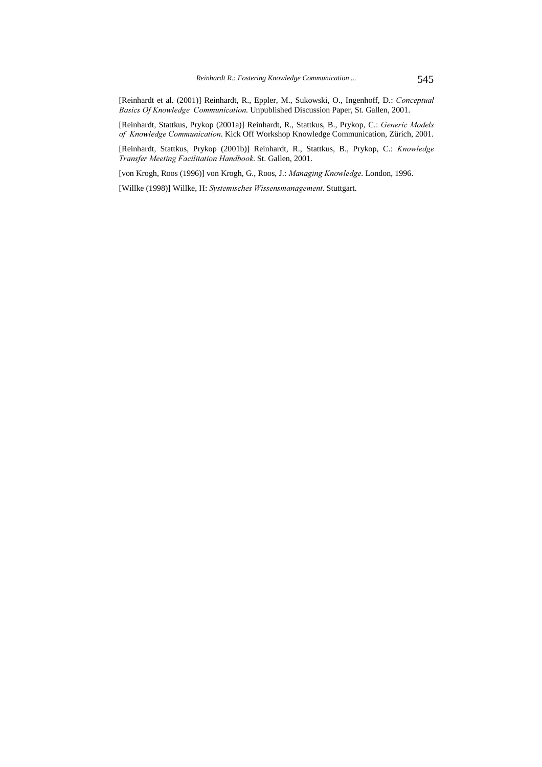[Reinhardt et al. (2001)] Reinhardt, R., Eppler, M., Sukowski, O., Ingenhoff, D.: *Conceptual Basics Of Knowledge Communication*. Unpublished Discussion Paper, St. Gallen, 2001.

[Reinhardt, Stattkus, Prykop (2001a)] Reinhardt, R., Stattkus, B., Prykop, C.: *Generic Models of Knowledge Communication*. Kick Off Workshop Knowledge Communication, Zürich, 2001.

[Reinhardt, Stattkus, Prykop (2001b)] Reinhardt, R., Stattkus, B., Prykop, C.: *Knowledge Transfer Meeting Facilitation Handbook*. St. Gallen, 2001.

[von Krogh, Roos (1996)] von Krogh, G., Roos, J.: *Managing Knowledge*. London, 1996.

[Willke (1998)] Willke, H: *Systemisches Wissensmanagement*. Stuttgart.